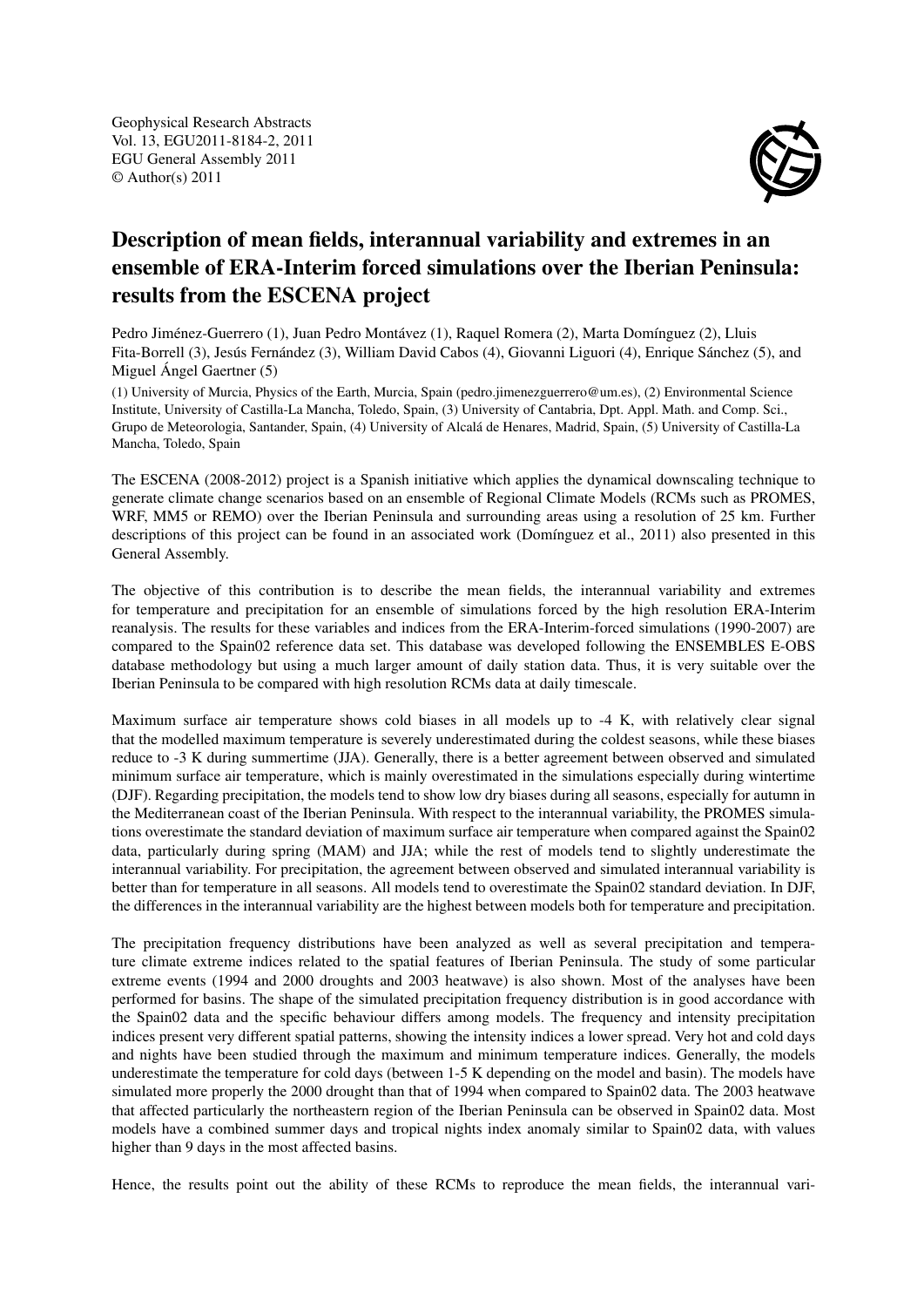Geophysical Research Abstracts
Vol. 13, EGU2011-8184-2, 2011
EGU General Assembly 2011
© Author(s) 2011

# Description of mean fields, interannual variability and extremes in an ensemble of ERA-Interim forced simulations over the Iberian Peninsula: results from the ESCENA project

Pedro Jiménez-Guerrero (1), Juan Pedro Montávez (1), Raquel Romera (2), Marta Domínguez (2), Lluis Fita-Borrell (3), Jesús Fernández (3), William David Cabos (4), Giovanni Liguori (4), Enrique Sánchez (5), and Miguel Ángel Gaertner (5)

(1) University of Murcia, Physics of the Earth, Murcia, Spain (pedro.jimenezguerrero@um.es), (2) Environmental Science Institute, University of Castilla-La Mancha, Toledo, Spain, (3) University of Cantabria, Dpt. Appl. Math. and Comp. Sci., Grupo de Meteorologia, Santander, Spain, (4) University of Alcalá de Henares, Madrid, Spain, (5) University of Castilla-La Mancha, Toledo, Spain

The ESCENA (2008-2012) project is a Spanish initiative which applies the dynamical downscaling technique to generate climate change scenarios based on an ensemble of Regional Climate Models (RCMs such as PROMES, WRF, MM5 or REMO) over the Iberian Peninsula and surrounding areas using a resolution of 25 km. Further descriptions of this project can be found in an associated work (Domínguez et al., 2011) also presented in this General Assembly.

The objective of this contribution is to describe the mean fields, the interannual variability and extremes for temperature and precipitation for an ensemble of simulations forced by the high resolution ERA-Interim reanalysis. The results for these variables and indices from the ERA-Interim-forced simulations (1990-2007) are compared to the Spain02 reference data set. This database was developed following the ENSEMBLES E-OBS database methodology but using a much larger amount of daily station data. Thus, it is very suitable over the Iberian Peninsula to be compared with high resolution RCMs data at daily timescale.

Maximum surface air temperature shows cold biases in all models up to -4 K, with relatively clear signal that the modelled maximum temperature is severely underestimated during the coldest seasons, while these biases reduce to -3 K during summertime (JJA). Generally, there is a better agreement between observed and simulated minimum surface air temperature, which is mainly overestimated in the simulations especially during wintertime (DJF). Regarding precipitation, the models tend to show low dry biases during all seasons, especially for autumn in the Mediterranean coast of the Iberian Peninsula. With respect to the interannual variability, the PROMES simulations overestimate the standard deviation of maximum surface air temperature when compared against the Spain02 data, particularly during spring (MAM) and JJA; while the rest of models tend to slightly underestimate the interannual variability. For precipitation, the agreement between observed and simulated interannual variability is better than for temperature in all seasons. All models tend to overestimate the Spain02 standard deviation. In DJF, the differences in the interannual variability are the highest between models both for temperature and precipitation.

The precipitation frequency distributions have been analyzed as well as several precipitation and temperature climate extreme indices related to the spatial features of Iberian Peninsula. The study of some particular extreme events (1994 and 2000 droughts and 2003 heatwave) is also shown. Most of the analyses have been performed for basins. The shape of the simulated precipitation frequency distribution is in good accordance with the Spain02 data and the specific behaviour differs among models. The frequency and intensity precipitation indices present very different spatial patterns, showing the intensity indices a lower spread. Very hot and cold days and nights have been studied through the maximum and minimum temperature indices. Generally, the models underestimate the temperature for cold days (between 1-5 K depending on the model and basin). The models have simulated more properly the 2000 drought than that of 1994 when compared to Spain02 data. The 2003 heatwave that affected particularly the northeastern region of the Iberian Peninsula can be observed in Spain02 data. Most models have a combined summer days and tropical nights index anomaly similar to Spain02 data, with values higher than 9 days in the most affected basins.

Hence, the results point out the ability of these RCMs to reproduce the mean fields, the interannual vari-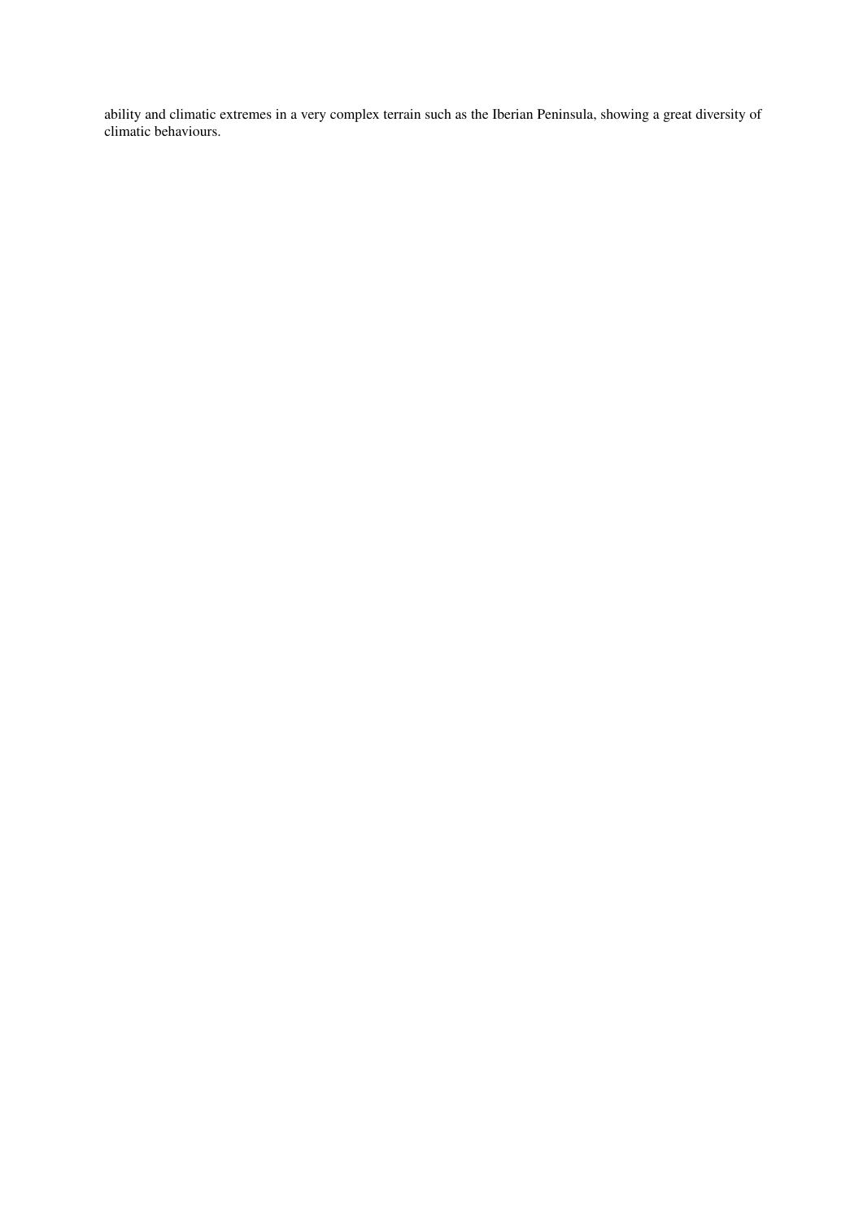ability and climatic extremes in a very complex terrain such as the Iberian Peninsula, showing a great diversity of climatic behaviours.